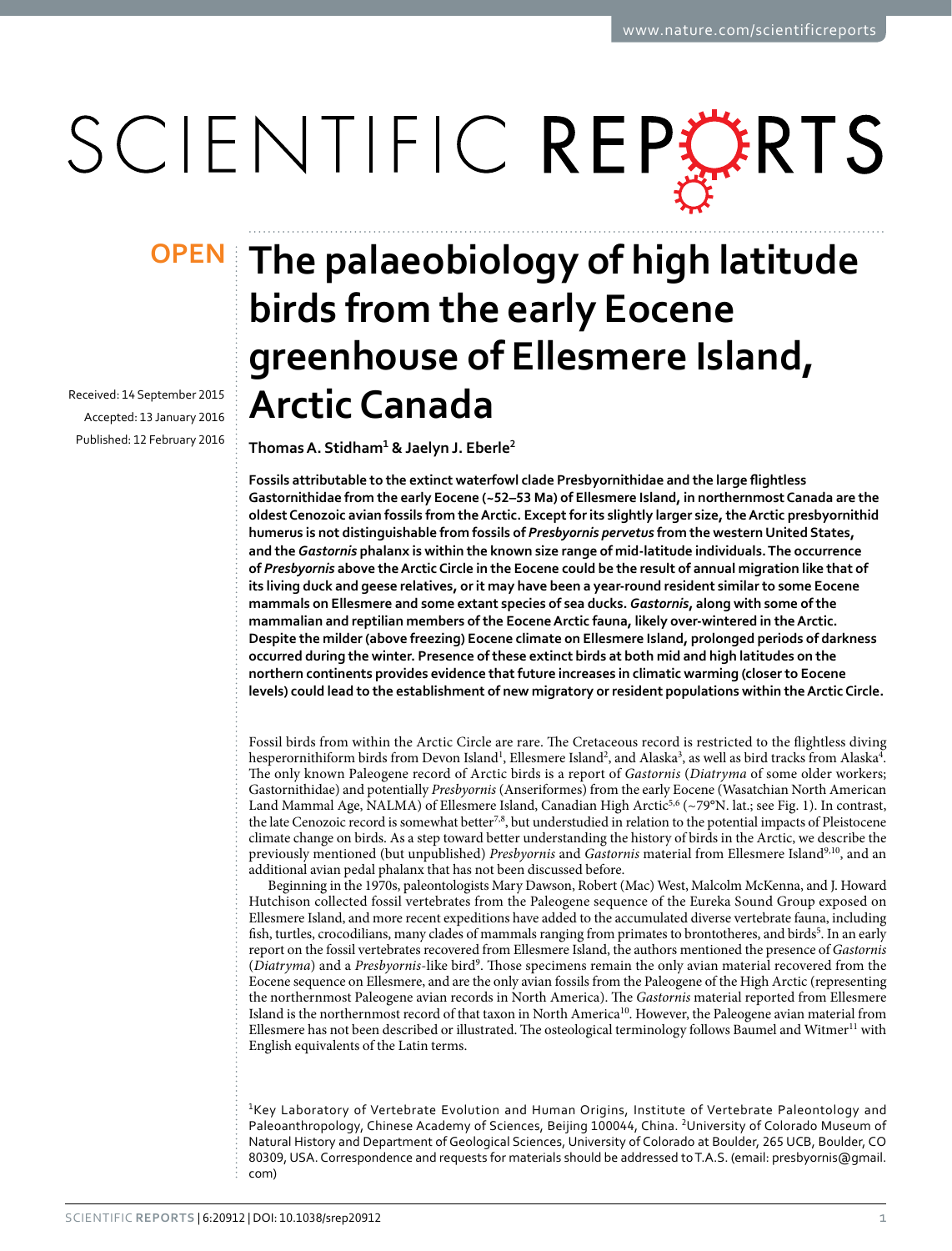OPEN

# The palaeobiology of high latitude birds from the early Eocene greenhouse of Ellesmere Island, Arctic Canada

Received: 14 September 2015
Accepted: 13 January 2016
Published: 12 February 2016

**Thomas A. Stidham[1] & Jaelyn J. Eberle[2]**

**Fossils attributable to the extinct waterfowl clade Presbyornithidae and the large flightless Gastornithidae from the early Eocene (~52–53 Ma) of Ellesmere Island, in northernmost Canada are the oldest Cenozoic avian fossils from the Arctic. Except for its slightly larger size, the Arctic presbyornithid humerus is not distinguishable from fossils of *Presbyornis pervetus* from the western United States, and the *Gastornis* phalanx is within the known size range of mid-latitude individuals. The occurrence of *Presbyornis* above the Arctic Circle in the Eocene could be the result of annual migration like that of its living duck and geese relatives, or it may have been a year-round resident similar to some Eocene mammals on Ellesmere and some extant species of sea ducks. *Gastornis*, along with some of the mammalian and reptilian members of the Eocene Arctic fauna, likely over-wintered in the Arctic. Despite the milder (above freezing) Eocene climate on Ellesmere Island, prolonged periods of darkness occurred during the winter. Presence of these extinct birds at both mid and high latitudes on the northern continents provides evidence that future increases in climatic warming (closer to Eocene levels) could lead to the establishment of new migratory or resident populations within the Arctic Circle.**

Fossil birds from within the Arctic Circle are rare. The Cretaceous record is restricted to the flightless diving hesperornithiform birds from Devon Island[1], Ellesmere Island[2], and Alaska[3], as well as bird tracks from Alaska[4]. The only known Paleogene record of Arctic birds is a report of *Gastornis* (*Diatryma* of some older workers; Gastornithidae) and potentially *Presbyornis* (Anseriformes) from the early Eocene (Wasatchian North American Land Mammal Age, NALMA) of Ellesmere Island, Canadian High Arctic[5,6] (~79°N. lat.; see Fig. 1). In contrast, the late Cenozoic record is somewhat better[7,8], but understudied in relation to the potential impacts of Pleistocene climate change on birds. As a step toward better understanding the history of birds in the Arctic, we describe the previously mentioned (but unpublished) *Presbyornis* and *Gastornis* material from Ellesmere Island[9,10], and an additional avian pedal phalanx that has not been discussed before.

Beginning in the 1970s, paleontologists Mary Dawson, Robert (Mac) West, Malcolm McKenna, and J. Howard Hutchison collected fossil vertebrates from the Paleogene sequence of the Eureka Sound Group exposed on Ellesmere Island, and more recent expeditions have added to the accumulated diverse vertebrate fauna, including fish, turtles, crocodilians, many clades of mammals ranging from primates to brontotheres, and birds[5]. In an early report on the fossil vertebrates recovered from Ellesmere Island, the authors mentioned the presence of *Gastornis* (*Diatryma*) and a *Presbyornis*-like bird[9]. Those specimens remain the only avian material recovered from the Eocene sequence on Ellesmere, and are the only avian fossils from the Paleogene of the High Arctic (representing the northernmost Paleogene avian records in North America). The *Gastornis* material reported from Ellesmere Island is the northernmost record of that taxon in North America[10]. However, the Paleogene avian material from Ellesmere has not been described or illustrated. The osteological terminology follows Baumel and Witmer[11] with English equivalents of the Latin terms.

[1]Key Laboratory of Vertebrate Evolution and Human Origins, Institute of Vertebrate Paleontology and Paleoanthropology, Chinese Academy of Sciences, Beijing 100044, China. [2]University of Colorado Museum of Natural History and Department of Geological Sciences, University of Colorado at Boulder, 265 UCB, Boulder, CO 80309, USA. Correspondence and requests for materials should be addressed to T.A.S. (email: presbyornis@gmail.com)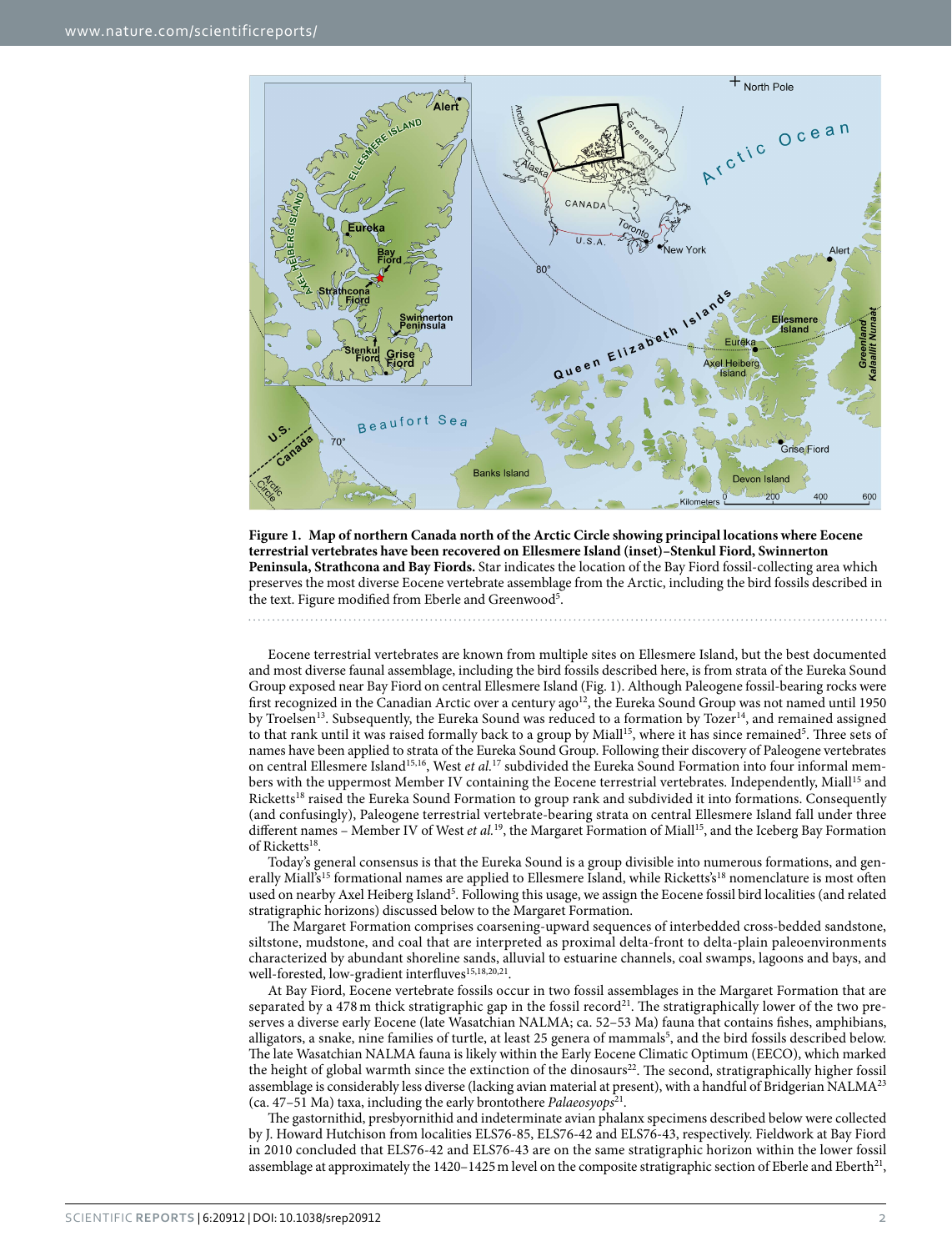**Figure 1. Map of northern Canada north of the Arctic Circle showing principal locations where Eocene terrestrial vertebrates have been recovered on Ellesmere Island (inset)–Stenkul Fiord, Swinnerton Peninsula, Strathcona and Bay Fiords.** Star indicates the location of the Bay Fiord fossil-collecting area which preserves the most diverse Eocene vertebrate assemblage from the Arctic, including the bird fossils described in the text. Figure modified from Eberle and Greenwood[5].

Eocene terrestrial vertebrates are known from multiple sites on Ellesmere Island, but the best documented and most diverse faunal assemblage, including the bird fossils described here, is from strata of the Eureka Sound Group exposed near Bay Fiord on central Ellesmere Island (Fig. 1). Although Paleogene fossil-bearing rocks were first recognized in the Canadian Arctic over a century ago[12], the Eureka Sound Group was not named until 1950 by Troelsen[13]. Subsequently, the Eureka Sound was reduced to a formation by Tozer[14], and remained assigned to that rank until it was raised formally back to a group by Miall[15], where it has since remained[5]. Three sets of names have been applied to strata of the Eureka Sound Group. Following their discovery of Paleogene vertebrates on central Ellesmere Island[15,16], West *et al.*[17] subdivided the Eureka Sound Formation into four informal members with the uppermost Member IV containing the Eocene terrestrial vertebrates. Independently, Miall[15] and Ricketts[18] raised the Eureka Sound Formation to group rank and subdivided it into formations. Consequently (and confusingly), Paleogene terrestrial vertebrate-bearing strata on central Ellesmere Island fall under three different names – Member IV of West *et al.*[19], the Margaret Formation of Miall[15], and the Iceberg Bay Formation of Ricketts[18].

Today's general consensus is that the Eureka Sound is a group divisible into numerous formations, and generally Miall's[15] formational names are applied to Ellesmere Island, while Ricketts's[18] nomenclature is most often used on nearby Axel Heiberg Island[5]. Following this usage, we assign the Eocene fossil bird localities (and related stratigraphic horizons) discussed below to the Margaret Formation.

The Margaret Formation comprises coarsening-upward sequences of interbedded cross-bedded sandstone, siltstone, mudstone, and coal that are interpreted as proximal delta-front to delta-plain paleoenvironments characterized by abundant shoreline sands, alluvial to estuarine channels, coal swamps, lagoons and bays, and well-forested, low-gradient interfluves[15,18,20,21].

At Bay Fiord, Eocene vertebrate fossils occur in two fossil assemblages in the Margaret Formation that are separated by a 478 m thick stratigraphic gap in the fossil record[21]. The stratigraphically lower of the two preserves a diverse early Eocene (late Wasatchian NALMA; ca. 52–53 Ma) fauna that contains fishes, amphibians, alligators, a snake, nine families of turtle, at least 25 genera of mammals[5], and the bird fossils described below. The late Wasatchian NALMA fauna is likely within the Early Eocene Climatic Optimum (EECO), which marked the height of global warmth since the extinction of the dinosaurs[22]. The second, stratigraphically higher fossil assemblage is considerably less diverse (lacking avian material at present), with a handful of Bridgerian NALMA[23] (ca. 47–51 Ma) taxa, including the early brontothere *Palaeosyops*[21].

The gastornithid, presbyornithid and indeterminate avian phalanx specimens described below were collected by J. Howard Hutchison from localities ELS76-85, ELS76-42 and ELS76-43, respectively. Fieldwork at Bay Fiord in 2010 concluded that ELS76-42 and ELS76-43 are on the same stratigraphic horizon within the lower fossil assemblage at approximately the 1420–1425 m level on the composite stratigraphic section of Eberle and Eberth[21],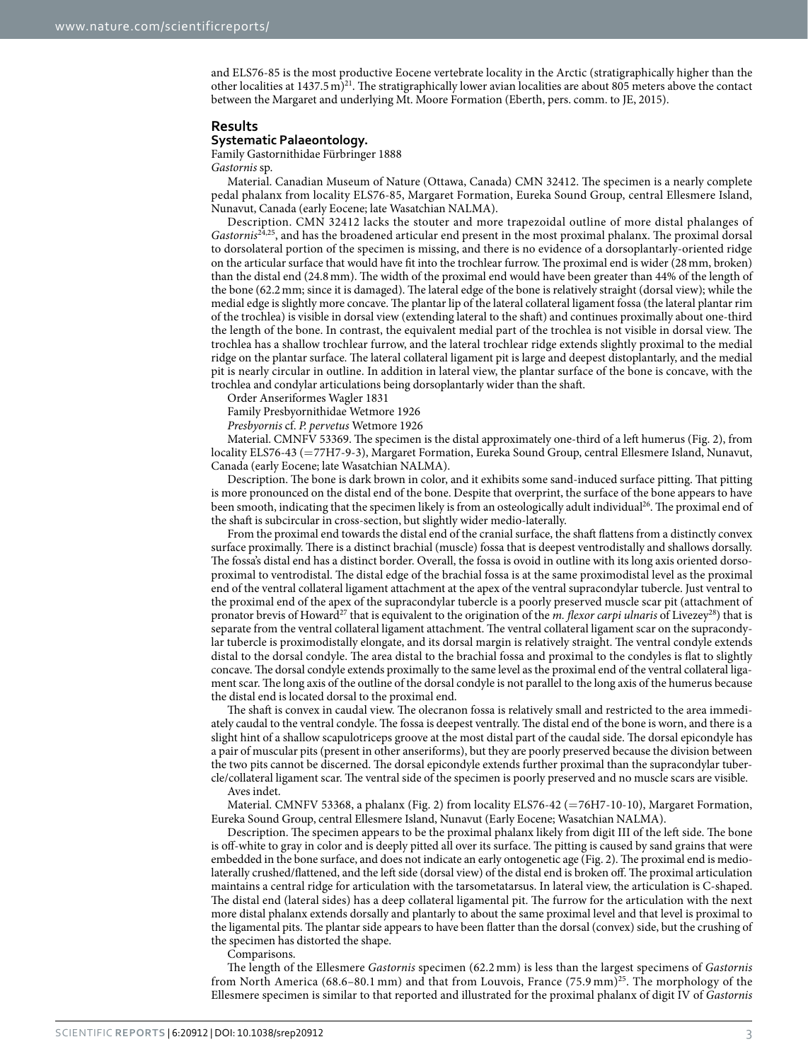and ELS76-85 is the most productive Eocene vertebrate locality in the Arctic (stratigraphically higher than the other localities at 1437.5 m)[21]. The stratigraphically lower avian localities are about 805 meters above the contact between the Margaret and underlying Mt. Moore Formation (Eberth, pers. comm. to JE, 2015).

## Results

### Systematic Palaeontology.

Family Gastornithidae Fürbringer 1888

*Gastornis* sp.

Material. Canadian Museum of Nature (Ottawa, Canada) CMN 32412. The specimen is a nearly complete pedal phalanx from locality ELS76-85, Margaret Formation, Eureka Sound Group, central Ellesmere Island, Nunavut, Canada (early Eocene; late Wasatchian NALMA).

Description. CMN 32412 lacks the stouter and more trapezoidal outline of more distal phalanges of *Gastornis*[24,25], and has the broadened articular end present in the most proximal phalanx. The proximal dorsal to dorsolateral portion of the specimen is missing, and there is no evidence of a dorsoplantarly-oriented ridge on the articular surface that would have fit into the trochlear furrow. The proximal end is wider (28 mm, broken) than the distal end (24.8 mm). The width of the proximal end would have been greater than 44% of the length of the bone (62.2 mm; since it is damaged). The lateral edge of the bone is relatively straight (dorsal view); while the medial edge is slightly more concave. The plantar lip of the lateral collateral ligament fossa (the lateral plantar rim of the trochlea) is visible in dorsal view (extending lateral to the shaft) and continues proximally about one-third the length of the bone. In contrast, the equivalent medial part of the trochlea is not visible in dorsal view. The trochlea has a shallow trochlear furrow, and the lateral trochlear ridge extends slightly proximal to the medial ridge on the plantar surface. The lateral collateral ligament pit is large and deepest distoplantarly, and the medial pit is nearly circular in outline. In addition in lateral view, the plantar surface of the bone is concave, with the trochlea and condylar articulations being dorsoplantarly wider than the shaft.

Order Anseriformes Wagler 1831

Family Presbyornithidae Wetmore 1926

*Presbyornis* cf. *P. pervetus* Wetmore 1926

Material. CMNFV 53369. The specimen is the distal approximately one-third of a left humerus (Fig. 2), from locality ELS76-43 (=77H7-9-3), Margaret Formation, Eureka Sound Group, central Ellesmere Island, Nunavut, Canada (early Eocene; late Wasatchian NALMA).

Description. The bone is dark brown in color, and it exhibits some sand-induced surface pitting. That pitting is more pronounced on the distal end of the bone. Despite that overprint, the surface of the bone appears to have been smooth, indicating that the specimen likely is from an osteologically adult individual[26]. The proximal end of the shaft is subcircular in cross-section, but slightly wider medio-laterally.

From the proximal end towards the distal end of the cranial surface, the shaft flattens from a distinctly convex surface proximally. There is a distinct brachial (muscle) fossa that is deepest ventrodistally and shallows dorsally. The fossa's distal end has a distinct border. Overall, the fossa is ovoid in outline with its long axis oriented dorso-proximal to ventrodistal. The distal edge of the brachial fossa is at the same proximodistal level as the proximal end of the ventral collateral ligament attachment at the apex of the ventral supracondylar tubercle. Just ventral to the proximal end of the apex of the supracondylar tubercle is a poorly preserved muscle scar pit (attachment of pronator brevis of Howard[27] that is equivalent to the origination of the *m. flexor carpi ulnaris* of Livezey[28]) that is separate from the ventral collateral ligament attachment. The ventral collateral ligament scar on the supracondylar tubercle is proximodistally elongate, and its dorsal margin is relatively straight. The ventral condyle extends distal to the dorsal condyle. The area distal to the brachial fossa and proximal to the condyles is flat to slightly concave. The dorsal condyle extends proximally to the same level as the proximal end of the ventral collateral ligament scar. The long axis of the outline of the dorsal condyle is not parallel to the long axis of the humerus because the distal end is located dorsal to the proximal end.

The shaft is convex in caudal view. The olecranon fossa is relatively small and restricted to the area immediately caudal to the ventral condyle. The fossa is deepest ventrally. The distal end of the bone is worn, and there is a slight hint of a shallow scapulotriceps groove at the most distal part of the caudal side. The dorsal epicondyle has a pair of muscular pits (present in other anseriforms), but they are poorly preserved because the division between the two pits cannot be discerned. The dorsal epicondyle extends further proximal than the supracondylar tubercle/collateral ligament scar. The ventral side of the specimen is poorly preserved and no muscle scars are visible.

Aves indet.

Material. CMNFV 53368, a phalanx (Fig. 2) from locality ELS76-42 (=76H7-10-10), Margaret Formation, Eureka Sound Group, central Ellesmere Island, Nunavut (Early Eocene; Wasatchian NALMA).

Description. The specimen appears to be the proximal phalanx likely from digit III of the left side. The bone is off-white to gray in color and is deeply pitted all over its surface. The pitting is caused by sand grains that were embedded in the bone surface, and does not indicate an early ontogenetic age (Fig. 2). The proximal end is mediolaterally crushed/flattened, and the left side (dorsal view) of the distal end is broken off. The proximal articulation maintains a central ridge for articulation with the tarsometatarsus. In lateral view, the articulation is C-shaped. The distal end (lateral sides) has a deep collateral ligamental pit. The furrow for the articulation with the next more distal phalanx extends dorsally and plantarly to about the same proximal level and that level is proximal to the ligamental pits. The plantar side appears to have been flatter than the dorsal (convex) side, but the crushing of the specimen has distorted the shape.

Comparisons.

The length of the Ellesmere *Gastornis* specimen (62.2 mm) is less than the largest specimens of *Gastornis* from North America (68.6–80.1 mm) and that from Louvois, France (75.9 mm)[25]. The morphology of the Ellesmere specimen is similar to that reported and illustrated for the proximal phalanx of digit IV of *Gastornis*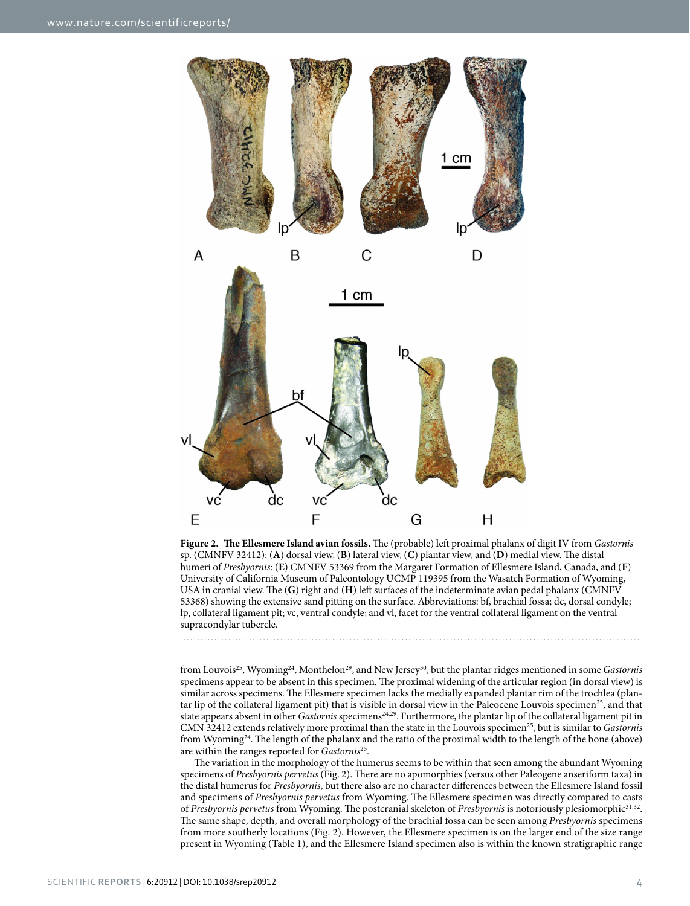**Figure 2. The Ellesmere Island avian fossils.** The (probable) left proximal phalanx of digit IV from *Gastornis* sp. (CMNFV 32412): (**A**) dorsal view, (**B**) lateral view, (**C**) plantar view, and (**D**) medial view. The distal humeri of *Presbyornis*: (**E**) CMNFV 53369 from the Margaret Formation of Ellesmere Island, Canada, and (**F**) University of California Museum of Paleontology UCMP 119395 from the Wasatch Formation of Wyoming, USA in cranial view. The (**G**) right and (**H**) left surfaces of the indeterminate avian pedal phalanx (CMNFV 53368) showing the extensive sand pitting on the surface. Abbreviations: bf, brachial fossa; dc, dorsal condyle; lp, collateral ligament pit; vc, ventral condyle; and vl, facet for the ventral collateral ligament on the ventral supracondylar tubercle.

from Louvois[25], Wyoming[24], Monthelon[29], and New Jersey[30], but the plantar ridges mentioned in some *Gastornis* specimens appear to be absent in this specimen. The proximal widening of the articular region (in dorsal view) is similar across specimens. The Ellesmere specimen lacks the medially expanded plantar rim of the trochlea (plantar lip of the collateral ligament pit) that is visible in dorsal view in the Paleocene Louvois specimen[25], and that state appears absent in other *Gastornis* specimens[24,29]. Furthermore, the plantar lip of the collateral ligament pit in CMN 32412 extends relatively more proximal than the state in the Louvois specimen[25], but is similar to *Gastornis* from Wyoming[24]. The length of the phalanx and the ratio of the proximal width to the length of the bone (above) are within the ranges reported for *Gastornis*[25].

The variation in the morphology of the humerus seems to be within that seen among the abundant Wyoming specimens of *Presbyornis pervetus* (Fig. 2). There are no apomorphies (versus other Paleogene anseriform taxa) in the distal humerus for *Presbyornis*, but there also are no character differences between the Ellesmere Island fossil and specimens of *Presbyornis pervetus* from Wyoming. The Ellesmere specimen was directly compared to casts of *Presbyornis pervetus* from Wyoming. The postcranial skeleton of *Presbyornis* is notoriously plesiomorphic[31,32]. The same shape, depth, and overall morphology of the brachial fossa can be seen among *Presbyornis* specimens from more southerly locations (Fig. 2). However, the Ellesmere specimen is on the larger end of the size range present in Wyoming (Table 1), and the Ellesmere Island specimen also is within the known stratigraphic range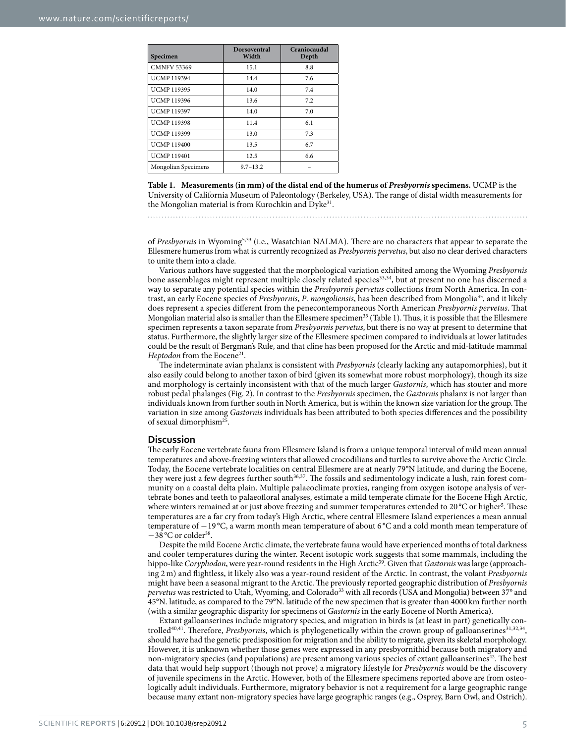| Specimen | Dorsoventral Width | Craniocaudal Depth |
|---|---|---|
| CMNFV 53369 | 15.1 | 8.8 |
| UCMP 119394 | 14.4 | 7.6 |
| UCMP 119395 | 14.0 | 7.4 |
| UCMP 119396 | 13.6 | 7.2 |
| UCMP 119397 | 14.0 | 7.0 |
| UCMP 119398 | 11.4 | 6.1 |
| UCMP 119399 | 13.0 | 7.3 |
| UCMP 119400 | 13.5 | 6.7 |
| UCMP 119401 | 12.5 | 6.6 |
| Mongolian Specimens | 9.7–13.2 | – |

**Table 1. Measurements (in mm) of the distal end of the humerus of *Presbyornis* specimens.** UCMP is the University of California Museum of Paleontology (Berkeley, USA). The range of distal width measurements for the Mongolian material is from Kurochkin and Dyke[31].

of *Presbyornis* in Wyoming[5,33] (i.e., Wasatchian NALMA). There are no characters that appear to separate the Ellesmere humerus from what is currently recognized as *Presbyornis pervetus*, but also no clear derived characters to unite them into a clade.

Various authors have suggested that the morphological variation exhibited among the Wyoming *Presbyornis* bone assemblages might represent multiple closely related species[33,34], but at present no one has discerned a way to separate any potential species within the *Presbyornis pervetus* collections from North America. In contrast, an early Eocene species of *Presbyornis*, *P. mongoliensis*, has been described from Mongolia[35], and it likely does represent a species different from the penecontemporaneous North American *Presbyornis pervetus*. That Mongolian material also is smaller than the Ellesmere specimen[35] (Table 1). Thus, it is possible that the Ellesmere specimen represents a taxon separate from *Presbyornis pervetus*, but there is no way at present to determine that status. Furthermore, the slightly larger size of the Ellesmere specimen compared to individuals at lower latitudes could be the result of Bergman's Rule, and that cline has been proposed for the Arctic and mid-latitude mammal *Heptodon* from the Eocene[21].

The indeterminate avian phalanx is consistent with *Presbyornis* (clearly lacking any autapomorphies), but it also easily could belong to another taxon of bird (given its somewhat more robust morphology), though its size and morphology is certainly inconsistent with that of the much larger *Gastornis*, which has stouter and more robust pedal phalanges (Fig. 2). In contrast to the *Presbyornis* specimen, the *Gastornis* phalanx is not larger than individuals known from further south in North America, but is within the known size variation for the group. The variation in size among *Gastornis* individuals has been attributed to both species differences and the possibility of sexual dimorphism[25].

## Discussion

The early Eocene vertebrate fauna from Ellesmere Island is from a unique temporal interval of mild mean annual temperatures and above-freezing winters that allowed crocodilians and turtles to survive above the Arctic Circle. Today, the Eocene vertebrate localities on central Ellesmere are at nearly 79°N latitude, and during the Eocene, they were just a few degrees further south[36,37]. The fossils and sedimentology indicate a lush, rain forest community on a coastal delta plain. Multiple palaeoclimate proxies, ranging from oxygen isotope analysis of vertebrate bones and teeth to palaeofloral analyses, estimate a mild temperate climate for the Eocene High Arctic, where winters remained at or just above freezing and summer temperatures extended to 20 °C or higher[5]. These temperatures are a far cry from today's High Arctic, where central Ellesmere Island experiences a mean annual temperature of −19 °C, a warm month mean temperature of about 6 °C and a cold month mean temperature of −38 °C or colder[38].

Despite the mild Eocene Arctic climate, the vertebrate fauna would have experienced months of total darkness and cooler temperatures during the winter. Recent isotopic work suggests that some mammals, including the hippo-like *Coryphodon*, were year-round residents in the High Arctic[39]. Given that *Gastornis* was large (approaching 2 m) and flightless, it likely also was a year-round resident of the Arctic. In contrast, the volant *Presbyornis* might have been a seasonal migrant to the Arctic. The previously reported geographic distribution of *Presbyornis pervetus* was restricted to Utah, Wyoming, and Colorado[33] with all records (USA and Mongolia) between 37° and 45°N. latitude, as compared to the 79°N. latitude of the new specimen that is greater than 4000 km further north (with a similar geographic disparity for specimens of *Gastornis* in the early Eocene of North America).

Extant galloanserines include migratory species, and migration in birds is (at least in part) genetically controlled[40,41]. Therefore, *Presbyornis*, which is phylogenetically within the crown group of galloanserines[31,32,34], should have had the genetic predisposition for migration and the ability to migrate, given its skeletal morphology. However, it is unknown whether those genes were expressed in any presbyornithid because both migratory and non-migratory species (and populations) are present among various species of extant galloanserines[42]. The best data that would help support (though not prove) a migratory lifestyle for *Presbyornis* would be the discovery of juvenile specimens in the Arctic. However, both of the Ellesmere specimens reported above are from osteologically adult individuals. Furthermore, migratory behavior is not a requirement for a large geographic range because many extant non-migratory species have large geographic ranges (e.g., Osprey, Barn Owl, and Ostrich).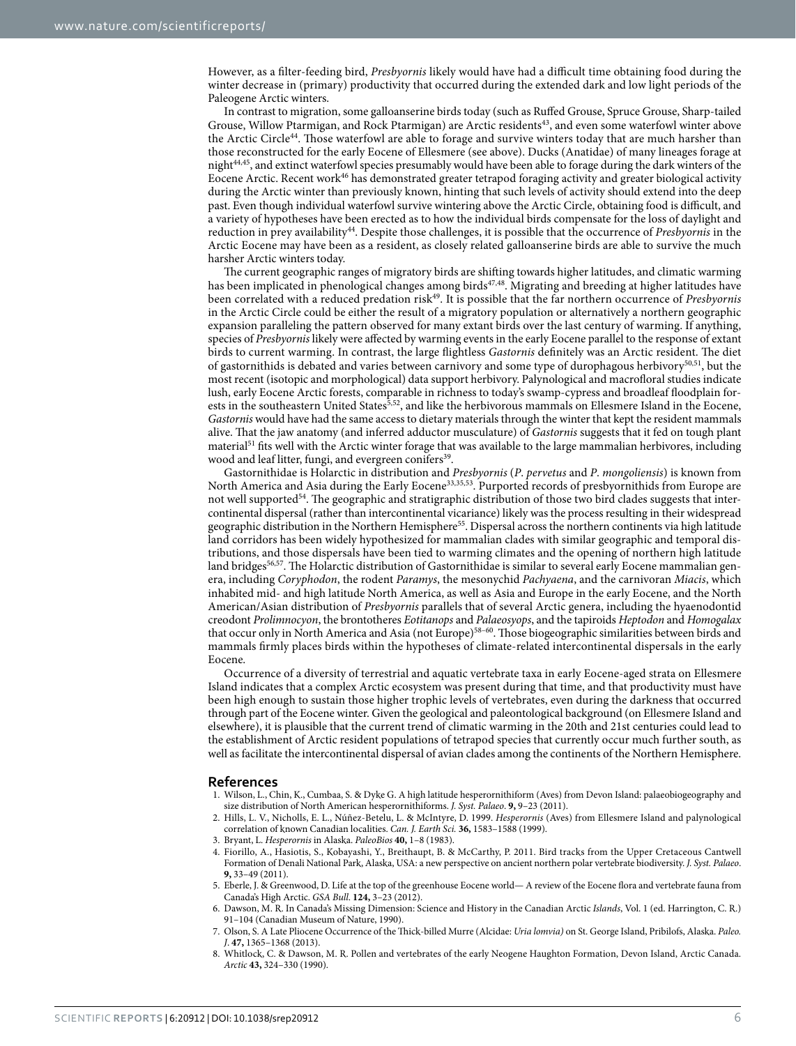However, as a filter-feeding bird, *Presbyornis* likely would have had a difficult time obtaining food during the winter decrease in (primary) productivity that occurred during the extended dark and low light periods of the Paleogene Arctic winters.

In contrast to migration, some galloanserine birds today (such as Ruffed Grouse, Spruce Grouse, Sharp-tailed Grouse, Willow Ptarmigan, and Rock Ptarmigan) are Arctic residents[43], and even some waterfowl winter above the Arctic Circle[44]. Those waterfowl are able to forage and survive winters today that are much harsher than those reconstructed for the early Eocene of Ellesmere (see above). Ducks (Anatidae) of many lineages forage at night[44,45], and extinct waterfowl species presumably would have been able to forage during the dark winters of the Eocene Arctic. Recent work[46] has demonstrated greater tetrapod foraging activity and greater biological activity during the Arctic winter than previously known, hinting that such levels of activity should extend into the deep past. Even though individual waterfowl survive wintering above the Arctic Circle, obtaining food is difficult, and a variety of hypotheses have been erected as to how the individual birds compensate for the loss of daylight and reduction in prey availability[44]. Despite those challenges, it is possible that the occurrence of *Presbyornis* in the Arctic Eocene may have been as a resident, as closely related galloanserine birds are able to survive the much harsher Arctic winters today.

The current geographic ranges of migratory birds are shifting towards higher latitudes, and climatic warming has been implicated in phenological changes among birds[47,48]. Migrating and breeding at higher latitudes have been correlated with a reduced predation risk[49]. It is possible that the far northern occurrence of *Presbyornis* in the Arctic Circle could be either the result of a migratory population or alternatively a northern geographic expansion paralleling the pattern observed for many extant birds over the last century of warming. If anything, species of *Presbyornis* likely were affected by warming events in the early Eocene parallel to the response of extant birds to current warming. In contrast, the large flightless *Gastornis* definitely was an Arctic resident. The diet of gastornithids is debated and varies between carnivory and some type of durophagous herbivory[50,51], but the most recent (isotopic and morphological) data support herbivory. Palynological and macrofloral studies indicate lush, early Eocene Arctic forests, comparable in richness to today's swamp-cypress and broadleaf floodplain forests in the southeastern United States[5,52], and like the herbivorous mammals on Ellesmere Island in the Eocene, *Gastornis* would have had the same access to dietary materials through the winter that kept the resident mammals alive. That the jaw anatomy (and inferred adductor musculature) of *Gastornis* suggests that it fed on tough plant material[51] fits well with the Arctic winter forage that was available to the large mammalian herbivores, including wood and leaf litter, fungi, and evergreen conifers[39].

Gastornithidae is Holarctic in distribution and *Presbyornis* (*P. pervetus* and *P. mongoliensis*) is known from North America and Asia during the Early Eocene[33,35,53]. Purported records of presbyornithids from Europe are not well supported[54]. The geographic and stratigraphic distribution of those two bird clades suggests that intercontinental dispersal (rather than intercontinental vicariance) likely was the process resulting in their widespread geographic distribution in the Northern Hemisphere[55]. Dispersal across the northern continents via high latitude land corridors has been widely hypothesized for mammalian clades with similar geographic and temporal distributions, and those dispersals have been tied to warming climates and the opening of northern high latitude land bridges[56,57]. The Holarctic distribution of Gastornithidae is similar to several early Eocene mammalian genera, including *Coryphodon*, the rodent *Paramys*, the mesonychid *Pachyaena*, and the carnivoran *Miacis*, which inhabited mid- and high latitude North America, as well as Asia and Europe in the early Eocene, and the North American/Asian distribution of *Presbyornis* parallels that of several Arctic genera, including the hyaenodontid creodont *Prolimnocyon*, the brontotheres *Eotitanops* and *Palaeosyops*, and the tapiroids *Heptodon* and *Homogalax* that occur only in North America and Asia (not Europe)[58–60]. Those biogeographic similarities between birds and mammals firmly places birds within the hypotheses of climate-related intercontinental dispersals in the early Eocene.

Occurrence of a diversity of terrestrial and aquatic vertebrate taxa in early Eocene-aged strata on Ellesmere Island indicates that a complex Arctic ecosystem was present during that time, and that productivity must have been high enough to sustain those higher trophic levels of vertebrates, even during the darkness that occurred through part of the Eocene winter. Given the geological and paleontological background (on Ellesmere Island and elsewhere), it is plausible that the current trend of climatic warming in the 20th and 21st centuries could lead to the establishment of Arctic resident populations of tetrapod species that currently occur much further south, as well as facilitate the intercontinental dispersal of avian clades among the continents of the Northern Hemisphere.

## References

1. Wilson, L., Chin, K., Cumbaa, S. & Dyke G. A high latitude hesperornithiform (Aves) from Devon Island: palaeobiogeography and size distribution of North American hesperornithiforms. *J. Syst. Palaeo*. **9,** 9–23 (2011).
2. Hills, L. V., Nicholls, E. L., Núñez-Betelu, L. & McIntyre, D. 1999. *Hesperornis* (Aves) from Ellesmere Island and palynological correlation of known Canadian localities. *Can. J. Earth Sci.* **36,** 1583–1588 (1999).
3. Bryant, L. *Hesperornis* in Alaska. *PaleoBios* **40,** 1–8 (1983).
4. Fiorillo, A., Hasiotis, S., Kobayashi, Y., Breithaupt, B. & McCarthy, P. 2011. Bird tracks from the Upper Cretaceous Cantwell Formation of Denali National Park, Alaska, USA: a new perspective on ancient northern polar vertebrate biodiversity. *J. Syst. Palaeo*. **9,** 33–49 (2011).
5. Eberle, J. & Greenwood, D. Life at the top of the greenhouse Eocene world— A review of the Eocene flora and vertebrate fauna from Canada's High Arctic. *GSA Bull.* **124,** 3–23 (2012).
6. Dawson, M. R. In Canada's Missing Dimension: Science and History in the Canadian Arctic *Islands*, Vol. 1 (ed. Harrington, C. R.) 91–104 (Canadian Museum of Nature, 1990).
7. Olson, S. A Late Pliocene Occurrence of the Thick-billed Murre (Alcidae: *Uria lomvia)* on St. George Island, Pribilofs, Alaska. *Paleo. J*. **47,** 1365–1368 (2013).
8. Whitlock, C. & Dawson, M. R. Pollen and vertebrates of the early Neogene Haughton Formation, Devon Island, Arctic Canada. *Arctic* **43,** 324–330 (1990).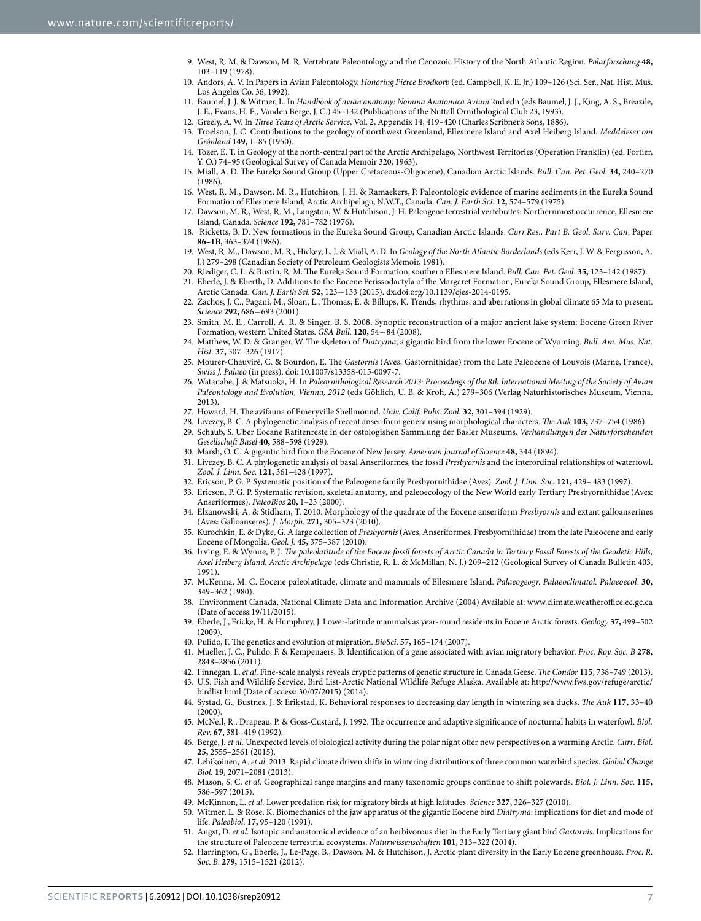9. West, R. M. & Dawson, M. R. Vertebrate Paleontology and the Cenozoic History of the North Atlantic Region. *Polarforschung* **48,** 103–119 (1978).
10. Andors, A. V. In Papers in Avian Paleontology. *Honoring Pierce Brodkorb* (ed. Campbell, K. E. Jr.) 109–126 (Sci. Ser., Nat. Hist. Mus. Los Angeles Co. 36, 1992).
11. Baumel, J. J. & Witmer, L. In *Handbook of avian anatomy: Nomina Anatomica Avium* 2nd edn (eds Baumel, J. J., King, A. S., Breazile, J. E., Evans, H. E., Vanden Berge, J. C.) 45–132 (Publications of the Nuttall Ornithological Club 23, 1993).
12. Greely, A. W. In *Three Years of Arctic Service*, Vol. 2, Appendix 14, 419–420 (Charles Scribner's Sons, 1886).
13. Troelson, J. C. Contributions to the geology of northwest Greenland, Ellesmere Island and Axel Heiberg Island. *Meddeleser om Grønland* **149,** 1–85 (1950).
14. Tozer, E. T. in Geology of the north-central part of the Arctic Archipelago, Northwest Territories (Operation Franklin) (ed. Fortier, Y. O.) 74–95 (Geological Survey of Canada Memoir 320, 1963).
15. Miall, A. D. The Eureka Sound Group (Upper Cretaceous-Oligocene), Canadian Arctic Islands. *Bull. Can. Pet. Geol.* **34,** 240–270 (1986).
16. West, R. M., Dawson, M. R., Hutchison, J. H. & Ramaekers, P. Paleontologic evidence of marine sediments in the Eureka Sound Formation of Ellesmere Island, Arctic Archipelago, N.W.T., Canada. *Can. J. Earth Sci.* **12,** 574–579 (1975).
17. Dawson, M. R., West, R. M., Langston, W. & Hutchison, J. H. Paleogene terrestrial vertebrates: Northernmost occurrence, Ellesmere Island, Canada. *Science* **192,** 781–782 (1976).
18. Ricketts, B. D. New formations in the Eureka Sound Group, Canadian Arctic Islands. *Curr.Res., Part B, Geol. Surv. Can*. Paper **86–1B**, 363–374 (1986).
19. West, R. M., Dawson, M. R., Hickey, L. J. & Miall, A. D. In *Geology of the North Atlantic Borderlands* (eds Kerr, J. W. & Fergusson, A. J.) 279–298 (Canadian Society of Petroleum Geologists Memoir, 1981).
20. Riediger, C. L. & Bustin, R. M. The Eureka Sound Formation, southern Ellesmere Island. *Bull. Can. Pet. Geol*. **35,** 123–142 (1987).
21. Eberle, J. & Eberth, D. Additions to the Eocene Perissodactyla of the Margaret Formation, Eureka Sound Group, Ellesmere Island, Arctic Canada. *Can. J. Earth Sci.* **52,** 123−133 (2015). dx.doi.org/10.1139/cjes-2014-0195.
22. Zachos, J. C., Pagani, M., Sloan, L., Thomas, E. & Billups, K. Trends, rhythms, and aberrations in global climate 65 Ma to present. *Science* **292,** 686−693 (2001).
23. Smith, M. E., Carroll, A. R. & Singer, B. S. 2008. Synoptic reconstruction of a major ancient lake system: Eocene Green River Formation, western United States. *GSA Bull*. **120,** 54−84 (2008).
24. Matthew, W. D. & Granger, W. The skeleton of *Diatryma*, a gigantic bird from the lower Eocene of Wyoming. *Bull. Am. Mus. Nat. Hist.* **37,** 307–326 (1917).
25. Mourer-Chauviré, C. & Bourdon, E. The *Gastornis* (Aves, Gastornithidae) from the Late Paleocene of Louvois (Marne, France). *Swiss J. Palaeo* (in press). doi: 10.1007/s13358-015-0097-7.
26. Watanabe, J. & Matsuoka, H. In *Paleornithological Research 2013: Proceedings of the 8th International Meeting of the Society of Avian Paleontology and Evolution, Vienna, 2012* (eds Göhlich, U. B. & Kroh, A.) 279–306 (Verlag Naturhistorisches Museum, Vienna, 2013).
27. Howard, H. The avifauna of Emeryville Shellmound. *Univ. Calif. Pubs. Zool*. **32,** 301–394 (1929).
28. Livezey, B. C. A phylogenetic analysis of recent anseriform genera using morphological characters. *The Auk* **103,** 737–754 (1986).
29. Schaub, S. Uber Eocane Ratitenreste in der ostologishen Sammlung der Basler Museums. *Verhandlungen der Naturforschenden Gesellschaft Basel* **40,** 588–598 (1929).
30. Marsh, O. C. A gigantic bird from the Eocene of New Jersey. *American Journal of Science* **48,** 344 (1894).
31. Livezey, B. C. A phylogenetic analysis of basal Anseriformes, the fossil *Presbyornis* and the interordinal relationships of waterfowl. *Zool. J. Linn. Soc.* **121,** 361–428 (1997).
32. Ericson, P. G. P. Systematic position of the Paleogene family Presbyornithidae (Aves). *Zool. J. Linn. Soc.* **121,** 429– 483 (1997).
33. Ericson, P. G. P. Systematic revision, skeletal anatomy, and paleoecology of the New World early Tertiary Presbyornithidae (Aves: Anseriformes). *PaleoBios* **20,** 1–23 (2000).
34. Elzanowski, A. & Stidham, T. 2010. Morphology of the quadrate of the Eocene anseriform *Presbyornis* and extant galloanserines (Aves: Galloanseres). *J. Morph*. **271,** 305–323 (2010).
35. Kurochkin, E. & Dyke, G. A large collection of *Presbyornis* (Aves, Anseriformes, Presbyornithidae) from the late Paleocene and early Eocene of Mongolia. *Geol. J.* **45,** 375–387 (2010).
36. Irving, E. & Wynne, P. J. *The paleolatitude of the Eocene fossil forests of Arctic Canada in Tertiary Fossil Forests of the Geodetic Hills, Axel Heiberg Island, Arctic Archipelago* (eds Christie, R. L. & McMillan, N. J.) 209–212 (Geological Survey of Canada Bulletin 403, 1991).
37. McKenna, M. C. Eocene paleolatitude, climate and mammals of Ellesmere Island. *Palaeogeogr. Palaeoclimatol. Palaeoecol*. **30,** 349–362 (1980).
38. Environment Canada, National Climate Data and Information Archive (2004) Available at: www.climate.weatheroffice.ec.gc.ca (Date of access:19/11/2015).
39. Eberle, J., Fricke, H. & Humphrey, J. Lower-latitude mammals as year-round residents in Eocene Arctic forests. *Geology* **37,** 499–502 (2009).
40. Pulido, F. The genetics and evolution of migration. *BioSci*. **57,** 165–174 (2007).
41. Mueller, J. C., Pulido, F. & Kempenaers, B. Identification of a gene associated with avian migratory behavior. *Proc. Roy. Soc. B* **278,** 2848–2856 (2011).
42. Finnegan, L. *et al.* Fine-scale analysis reveals cryptic patterns of genetic structure in Canada Geese. *The Condor* **115,** 738–749 (2013).
43. U.S. Fish and Wildlife Service, Bird List-Arctic National Wildlife Refuge Alaska. Available at: http://www.fws.gov/refuge/arctic/birdlist.html (Date of access: 30/07/2015) (2014).
44. Systad, G., Bustnes, J. & Erikstad, K. Behavioral responses to decreasing day length in wintering sea ducks. *The Auk* **117,** 33–40 (2000).
45. McNeil, R., Drapeau, P. & Goss-Custard, J. 1992. The occurrence and adaptive significance of nocturnal habits in waterfowl. *Biol. Rev.* **67,** 381–419 (1992).
46. Berge, J. *et al.* Unexpected levels of biological activity during the polar night offer new perspectives on a warming Arctic. *Curr. Biol*. **25,** 2555–2561 (2015).
47. Lehikoinen, A. *et al.* 2013. Rapid climate driven shifts in wintering distributions of three common waterbird species. *Global Change Biol.* **19,** 2071–2081 (2013).
48. Mason, S. C. *et al.* Geographical range margins and many taxonomic groups continue to shift polewards. *Biol. J. Linn. Soc.* **115,** 586–597 (2015).
49. McKinnon, L. *et al.* Lower predation risk for migratory birds at high latitudes. *Science* **327,** 326–327 (2010).
50. Witmer, L. & Rose, K. Biomechanics of the jaw apparatus of the gigantic Eocene bird *Diatryma*: implications for diet and mode of life. *Paleobiol*. **17,** 95–120 (1991).
51. Angst, D. *et al.* Isotopic and anatomical evidence of an herbivorous diet in the Early Tertiary giant bird *Gastornis*. Implications for the structure of Paleocene terrestrial ecosystems. *Naturwissenschaften* **101,** 313–322 (2014).
52. Harrington, G., Eberle, J., Le-Page, B., Dawson, M. & Hutchison, J. Arctic plant diversity in the Early Eocene greenhouse. *Proc. R. Soc. B*. **279,** 1515–1521 (2012).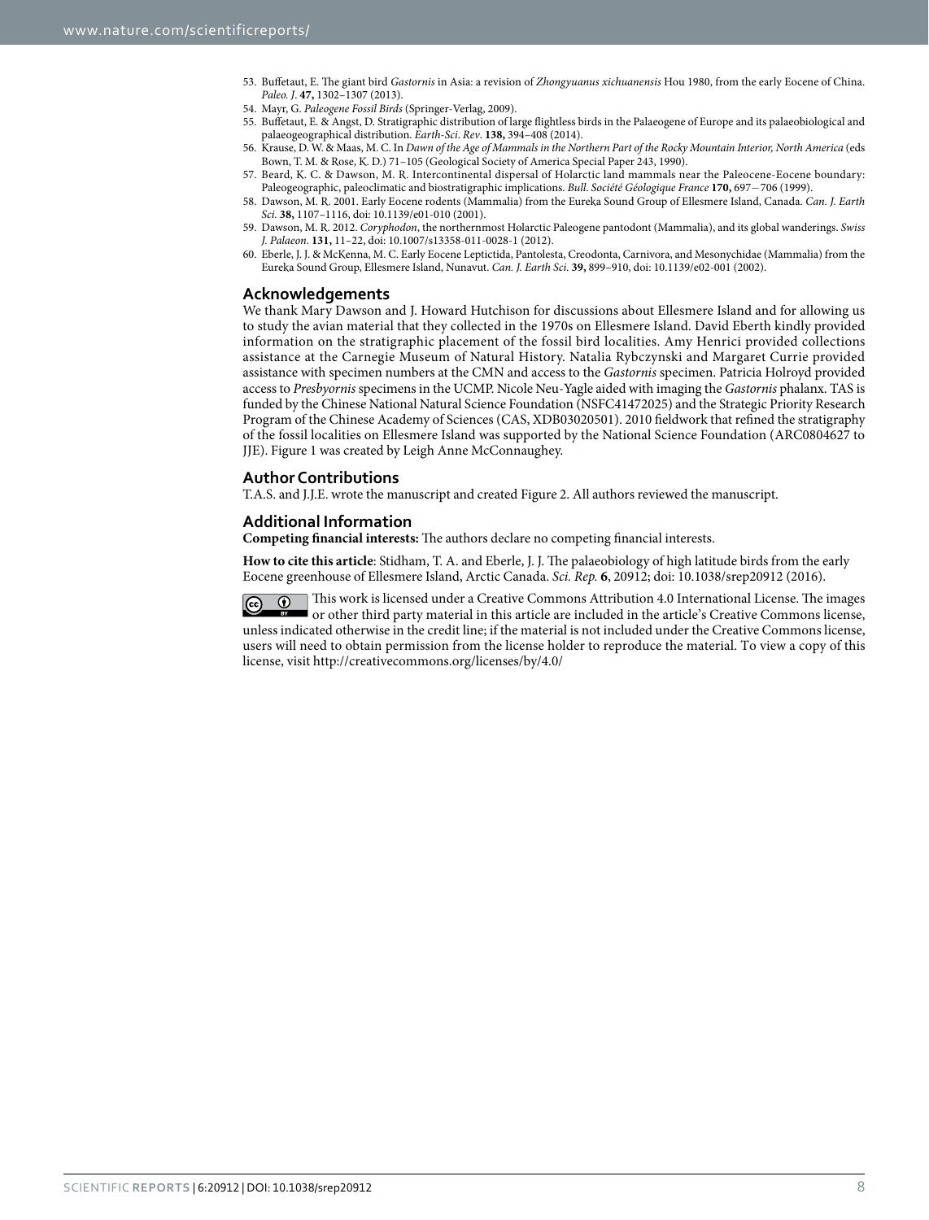53. Buffetaut, E. The giant bird *Gastornis* in Asia: a revision of *Zhongyuanus xichuanensis* Hou 1980, from the early Eocene of China. *Paleo. J*. **47,** 1302–1307 (2013).
54. Mayr, G. *Paleogene Fossil Birds* (Springer-Verlag, 2009).
55. Buffetaut, E. & Angst, D. Stratigraphic distribution of large flightless birds in the Palaeogene of Europe and its palaeobiological and palaeogeographical distribution. *Earth-Sci. Rev*. **138,** 394–408 (2014).
56. Krause, D. W. & Maas, M. C. In *Dawn of the Age of Mammals in the Northern Part of the Rocky Mountain Interior, North America* (eds Bown, T. M. & Rose, K. D.) 71–105 (Geological Society of America Special Paper 243, 1990).
57. Beard, K. C. & Dawson, M. R. Intercontinental dispersal of Holarctic land mammals near the Paleocene-Eocene boundary: Paleogeographic, paleoclimatic and biostratigraphic implications. *Bull. Société Géologique France* **170,** 697−706 (1999).
58. Dawson, M. R. 2001. Early Eocene rodents (Mammalia) from the Eureka Sound Group of Ellesmere Island, Canada. *Can. J. Earth Sci*. **38,** 1107–1116, doi: 10.1139/e01-010 (2001).
59. Dawson, M. R. 2012. *Coryphodon*, the northernmost Holarctic Paleogene pantodont (Mammalia), and its global wanderings. *Swiss J. Palaeon*. **131,** 11–22, doi: 10.1007/s13358-011-0028-1 (2012).
60. Eberle, J. J. & McKenna, M. C. Early Eocene Leptictida, Pantolesta, Creodonta, Carnivora, and Mesonychidae (Mammalia) from the Eureka Sound Group, Ellesmere Island, Nunavut. *Can. J. Earth Sci*. **39,** 899–910, doi: 10.1139/e02-001 (2002).

## Acknowledgements

We thank Mary Dawson and J. Howard Hutchison for discussions about Ellesmere Island and for allowing us to study the avian material that they collected in the 1970s on Ellesmere Island. David Eberth kindly provided information on the stratigraphic placement of the fossil bird localities. Amy Henrici provided collections assistance at the Carnegie Museum of Natural History. Natalia Rybczynski and Margaret Currie provided assistance with specimen numbers at the CMN and access to the *Gastornis* specimen. Patricia Holroyd provided access to *Presbyornis* specimens in the UCMP. Nicole Neu-Yagle aided with imaging the *Gastornis* phalanx. TAS is funded by the Chinese National Natural Science Foundation (NSFC41472025) and the Strategic Priority Research Program of the Chinese Academy of Sciences (CAS, XDB03020501). 2010 fieldwork that refined the stratigraphy of the fossil localities on Ellesmere Island was supported by the National Science Foundation (ARC0804627 to JJE). Figure 1 was created by Leigh Anne McConnaughey.

## Author Contributions

T.A.S. and J.J.E. wrote the manuscript and created Figure 2. All authors reviewed the manuscript.

## Additional Information

**Competing financial interests:** The authors declare no competing financial interests.

**How to cite this article**: Stidham, T. A. and Eberle, J. J. The palaeobiology of high latitude birds from the early Eocene greenhouse of Ellesmere Island, Arctic Canada. *Sci. Rep.* **6**, 20912; doi: 10.1038/srep20912 (2016).

This work is licensed under a Creative Commons Attribution 4.0 International License. The images or other third party material in this article are included in the article's Creative Commons license, unless indicated otherwise in the credit line; if the material is not included under the Creative Commons license, users will need to obtain permission from the license holder to reproduce the material. To view a copy of this license, visit http://creativecommons.org/licenses/by/4.0/